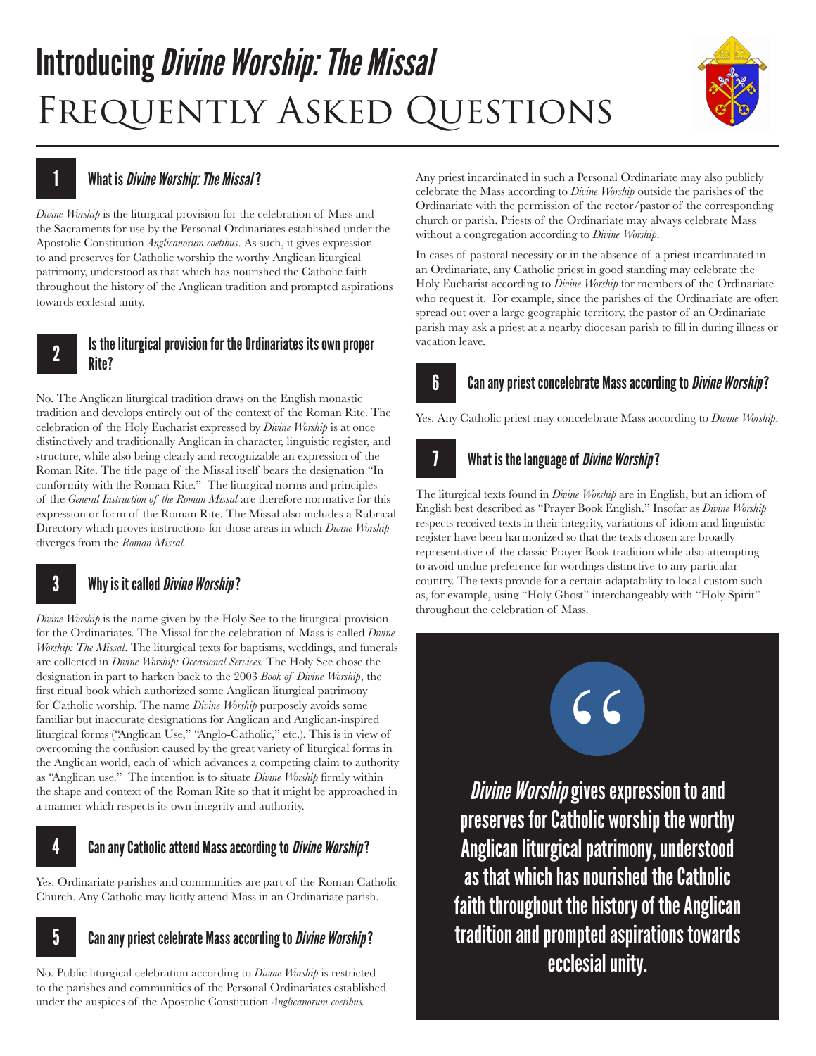# Introducing *Divine Worship: The Missal*

# Frequently Asked Questions

## 1 What is *Divine Worship: The Missal*?

*Divine Worship* is the liturgical provision for the celebration of Mass and the Sacraments for use by the Personal Ordinariates established under the Apostolic Constitution *Anglicanorum coetibus*. As such, it gives expression to and preserves for Catholic worship the worthy Anglican liturgical patrimony, understood as that which has nourished the Catholic faith throughout the history of the Anglican tradition and prompted aspirations towards ecclesial unity.

## 2 Is the liturgical provision for the Ordinariates its own proper Rite?

No. The Anglican liturgical tradition draws on the English monastic tradition and develops entirely out of the context of the Roman Rite. The celebration of the Holy Eucharist expressed by *Divine Worship* is at once distinctively and traditionally Anglican in character, linguistic register, and structure, while also being clearly and recognizable an expression of the Roman Rite. The title page of the Missal itself bears the designation "In conformity with the Roman Rite." The liturgical norms and principles of the *General Instruction of the Roman Missal* are therefore normative for this expression or form of the Roman Rite. The Missal also includes a Rubrical Directory which proves instructions for those areas in which *Divine Worship* diverges from the *Roman Missal*.

## 3 Why is it called *Divine Worship*?

*Divine Worship* is the name given by the Holy See to the liturgical provision for the Ordinariates. The Missal for the celebration of Mass is called *Divine Worship: The Missal*. The liturgical texts for baptisms, weddings, and funerals are collected in *Divine Worship: Occasional Services*. The Holy See chose the designation in part to harken back to the 2003 *Book of Divine Worship*, the first ritual book which authorized some Anglican liturgical patrimony for Catholic worship. The name *Divine Worship* purposely avoids some familiar but inaccurate designations for Anglican and Anglican-inspired liturgical forms ("Anglican Use," "Anglo-Catholic," etc.). This is in view of overcoming the confusion caused by the great variety of liturgical forms in the Anglican world, each of which advances a competing claim to authority as "Anglican use." The intention is to situate *Divine Worship* firmly within the shape and context of the Roman Rite so that it might be approached in a manner which respects its own integrity and authority.

## 4 Can any Catholic attend Mass according to *Divine Worship*?

Yes. Ordinariate parishes and communities are part of the Roman Catholic Church. Any Catholic may licitly attend Mass in an Ordinariate parish.

## 5 Can any priest celebrate Mass according to *Divine Worship*?

No. Public liturgical celebration according to *Divine Worship* is restricted to the parishes and communities of the Personal Ordinariates established under the auspices of the Apostolic Constitution *Anglicanorum coetibus*.

Any priest incardinated in such a Personal Ordinariate may also publicly celebrate the Mass according to *Divine Worship* outside the parishes of the Ordinariate with the permission of the rector/pastor of the corresponding church or parish. Priests of the Ordinariate may always celebrate Mass without a congregation according to *Divine Worship*.

In cases of pastoral necessity or in the absence of a priest incardinated in an Ordinariate, any Catholic priest in good standing may celebrate the Holy Eucharist according to *Divine Worship* for members of the Ordinariate who request it. For example, since the parishes of the Ordinariate are often spread out over a large geographic territory, the pastor of an Ordinariate parish may ask a priest at a nearby diocesan parish to fill in during illness or vacation leave.

## 6 Can any priest concelebrate Mass according to *Divine Worship*?

Yes. Any Catholic priest may concelebrate Mass according to *Divine Worship*.

## 7 What is the language of *Divine Worship*?

The liturgical texts found in *Divine Worship* are in English, but an idiom of English best described as "Prayer Book English." Insofar as *Divine Worship* respects received texts in their integrity, variations of idiom and linguistic register have been harmonized so that the texts chosen are broadly representative of the classic Prayer Book tradition while also attempting to avoid undue preference for wordings distinctive to any particular country. The texts provide for a certain adaptability to local custom such as, for example, using "Holy Ghost" interchangeably with "Holy Spirit" throughout the celebration of Mass.

> *Divine Worship* gives expression to and preserves for Catholic worship the worthy Anglican liturgical patrimony, understood as that which has nourished the Catholic faith throughout the history of the Anglican tradition and prompted aspirations towards ecclesial unity.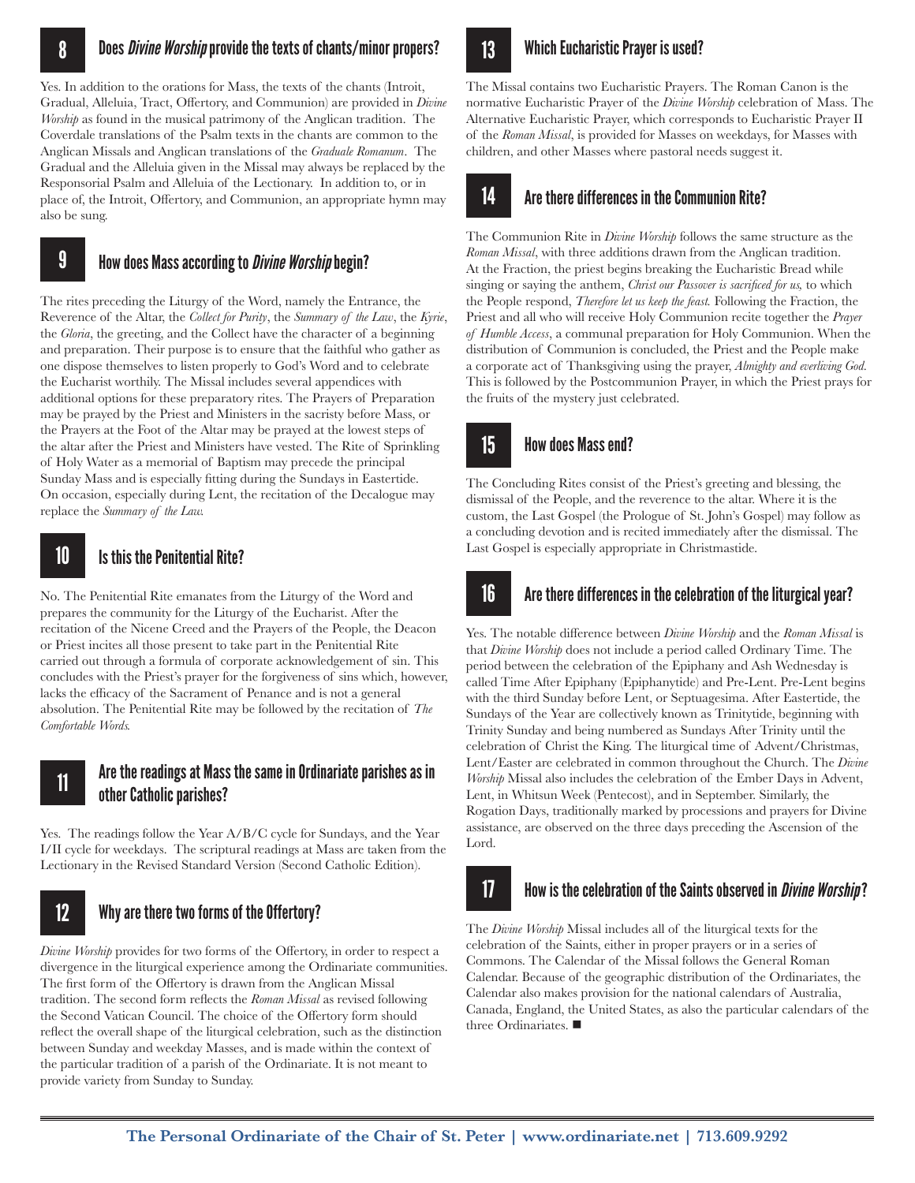## 8 Does *Divine Worship* provide the texts of chants/minor propers?

Yes. In addition to the orations for Mass, the texts of the chants (Introit, Gradual, Alleluia, Tract, Offertory, and Communion) are provided in *Divine Worship* as found in the musical patrimony of the Anglican tradition. The Coverdale translations of the Psalm texts in the chants are common to the Anglican Missals and Anglican translations of the *Graduale Romanum*. The Gradual and the Alleluia given in the Missal may always be replaced by the Responsorial Psalm and Alleluia of the Lectionary. In addition to, or in place of, the Introit, Offertory, and Communion, an appropriate hymn may also be sung.

## 9 How does Mass according to *Divine Worship* begin?

The rites preceding the Liturgy of the Word, namely the Entrance, the Reverence of the Altar, the *Collect for Purity*, the *Summary of the Law*, the *Kyrie*, the *Gloria*, the greeting, and the Collect have the character of a beginning and preparation. Their purpose is to ensure that the faithful who gather as one dispose themselves to listen properly to God's Word and to celebrate the Eucharist worthily. The Missal includes several appendices with additional options for these preparatory rites. The Prayers of Preparation may be prayed by the Priest and Ministers in the sacristy before Mass, or the Prayers at the Foot of the Altar may be prayed at the lowest steps of the altar after the Priest and Ministers have vested. The Rite of Sprinkling of Holy Water as a memorial of Baptism may precede the principal Sunday Mass and is especially fitting during the Sundays in Eastertide. On occasion, especially during Lent, the recitation of the Decalogue may replace the *Summary of the Law.*

## 10 Is this the Penitential Rite?

No. The Penitential Rite emanates from the Liturgy of the Word and prepares the community for the Liturgy of the Eucharist. After the recitation of the Nicene Creed and the Prayers of the People, the Deacon or Priest incites all those present to take part in the Penitential Rite carried out through a formula of corporate acknowledgement of sin. This concludes with the Priest's prayer for the forgiveness of sins which, however, lacks the efficacy of the Sacrament of Penance and is not a general absolution. The Penitential Rite may be followed by the recitation of *The Comfortable Words.*

## 11 Are the readings at Mass the same in Ordinariate parishes as in other Catholic parishes?

Yes. The readings follow the Year A/B/C cycle for Sundays, and the Year I/II cycle for weekdays. The scriptural readings at Mass are taken from the Lectionary in the Revised Standard Version (Second Catholic Edition).

## 12 Why are there two forms of the Offertory?

*Divine Worship* provides for two forms of the Offertory, in order to respect a divergence in the liturgical experience among the Ordinariate communities. The first form of the Offertory is drawn from the Anglican Missal tradition. The second form reflects the *Roman Missal* as revised following the Second Vatican Council. The choice of the Offertory form should reflect the overall shape of the liturgical celebration, such as the distinction between Sunday and weekday Masses, and is made within the context of the particular tradition of a parish of the Ordinariate. It is not meant to provide variety from Sunday to Sunday.

## 13 Which Eucharistic Prayer is used?

The Missal contains two Eucharistic Prayers. The Roman Canon is the normative Eucharistic Prayer of the *Divine Worship* celebration of Mass. The Alternative Eucharistic Prayer, which corresponds to Eucharistic Prayer II of the *Roman Missal*, is provided for Masses on weekdays, for Masses with children, and other Masses where pastoral needs suggest it.

## 14 Are there differences in the Communion Rite?

The Communion Rite in *Divine Worship* follows the same structure as the *Roman Missal*, with three additions drawn from the Anglican tradition. At the Fraction, the priest begins breaking the Eucharistic Bread while singing or saying the anthem, *Christ our Passover is sacrificed for us,* to which the People respond, *Therefore let us keep the feast.* Following the Fraction, the Priest and all who will receive Holy Communion recite together the *Prayer of Humble Access*, a communal preparation for Holy Communion. When the distribution of Communion is concluded, the Priest and the People make a corporate act of Thanksgiving using the prayer, *Almighty and everliving God.* This is followed by the Postcommunion Prayer, in which the Priest prays for the fruits of the mystery just celebrated.

## 15 How does Mass end?

The Concluding Rites consist of the Priest's greeting and blessing, the dismissal of the People, and the reverence to the altar. Where it is the custom, the Last Gospel (the Prologue of St. John's Gospel) may follow as a concluding devotion and is recited immediately after the dismissal. The Last Gospel is especially appropriate in Christmastide.

## 16 Are there differences in the celebration of the liturgical year?

Yes. The notable difference between *Divine Worship* and the *Roman Missal* is that *Divine Worship* does not include a period called Ordinary Time. The period between the celebration of the Epiphany and Ash Wednesday is called Time After Epiphany (Epiphanytide) and Pre-Lent. Pre-Lent begins with the third Sunday before Lent, or Septuagesima. After Eastertide, the Sundays of the Year are collectively known as Trinitytide, beginning with Trinity Sunday and being numbered as Sundays After Trinity until the celebration of Christ the King. The liturgical time of Advent/Christmas, Lent/Easter are celebrated in common throughout the Church. The *Divine Worship* Missal also includes the celebration of the Ember Days in Advent, Lent, in Whitsun Week (Pentecost), and in September. Similarly, the Rogation Days, traditionally marked by processions and prayers for Divine assistance, are observed on the three days preceding the Ascension of the Lord.

## 17 How is the celebration of the Saints observed in *Divine Worship*?

The *Divine Worship* Missal includes all of the liturgical texts for the celebration of the Saints, either in proper prayers or in a series of Commons. The Calendar of the Missal follows the General Roman Calendar. Because of the geographic distribution of the Ordinariates, the Calendar also makes provision for the national calendars of Australia, Canada, England, the United States, as also the particular calendars of the three Ordinariates. ■

**The Personal Ordinariate of the Chair of St. Peter | www.ordinariate.net | 713.609.9292**